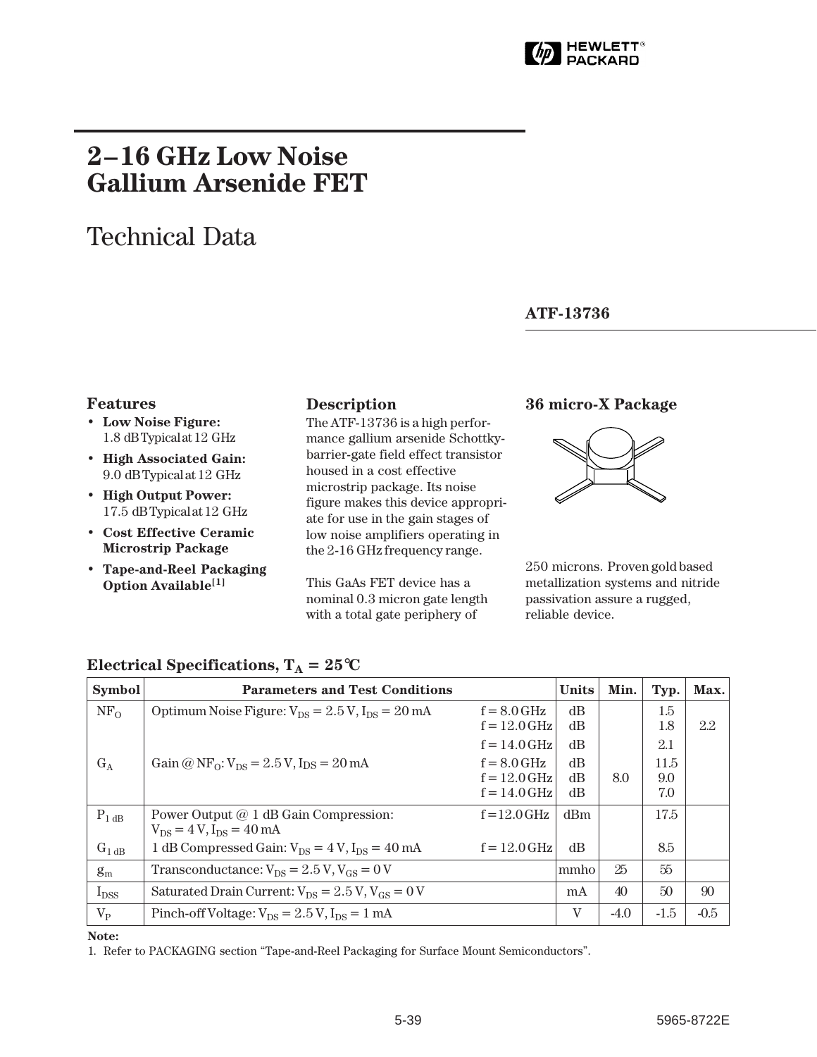# 2–16 GHz Low Noise Gallium Arsenide FET

## Technical Data

**ATF-13736**

### Features

- **Low Noise Figure:** 1.8 dB Typical at 12 GHz
- **High Associated Gain:** 9.0 dB Typical at 12 GHz
- **High Output Power:** 17.5 dB Typical at 12 GHz
- **Cost Effective Ceramic Microstrip Package**
- **Tape-and-Reel Packaging Option Available[1]**

### Description

The ATF-13736 is a high performance gallium arsenide Schottky-barrier-gate field effect transistor housed in a cost effective microstrip package. Its noise figure makes this device appropriate for use in the gain stages of low noise amplifiers operating in the 2-16 GHz frequency range.

This GaAs FET device has a nominal 0.3 micron gate length with a total gate periphery of 250 microns. Proven gold based metallization systems and nitride passivation assure a rugged, reliable device.

### 36 micro-X Package

### Electrical Specifications, $T_A = 25°C$

| Symbol | Parameters and Test Conditions | | Units | Min. | Typ. | Max. |
|---|---|---|---|---|---|---|
| $NF_O$ | Optimum Noise Figure: $V_{DS} = 2.5$ V, $I_{DS} = 20$ mA | f = 8.0 GHz | dB | | 1.5 | |
| | | f = 12.0 GHz | dB | | 1.8 | 2.2 |
| | | f = 14.0 GHz | dB | | 2.1 | |
| $G_A$ | Gain @ $NF_O$: $V_{DS} = 2.5$ V, $I_{DS} = 20$ mA | f = 8.0 GHz | dB | | 11.5 | |
| | | f = 12.0 GHz | dB | 8.0 | 9.0 | |
| | | f = 14.0 GHz | dB | | 7.0 | |
| $P_{1\,dB}$ | Power Output @ 1 dB Gain Compression: $V_{DS} = 4$ V, $I_{DS} = 40$ mA | f = 12.0 GHz | dBm | | 17.5 | |
| $G_{1\,dB}$ | 1 dB Compressed Gain: $V_{DS} = 4$ V, $I_{DS} = 40$ mA | f = 12.0 GHz | dB | | 8.5 | |
| $g_m$ | Transconductance: $V_{DS} = 2.5$ V, $V_{GS} = 0$ V | | mmho | 25 | 55 | |
| $I_{DSS}$ | Saturated Drain Current: $V_{DS} = 2.5$ V, $V_{GS} = 0$ V | | mA | 40 | 50 | 90 |
| $V_P$ | Pinch-off Voltage: $V_{DS} = 2.5$ V, $I_{DS} = 1$ mA | | V | -4.0 | -1.5 | -0.5 |

**Note:**

1. Refer to PACKAGING section "Tape-and-Reel Packaging for Surface Mount Semiconductors".

5965-8722E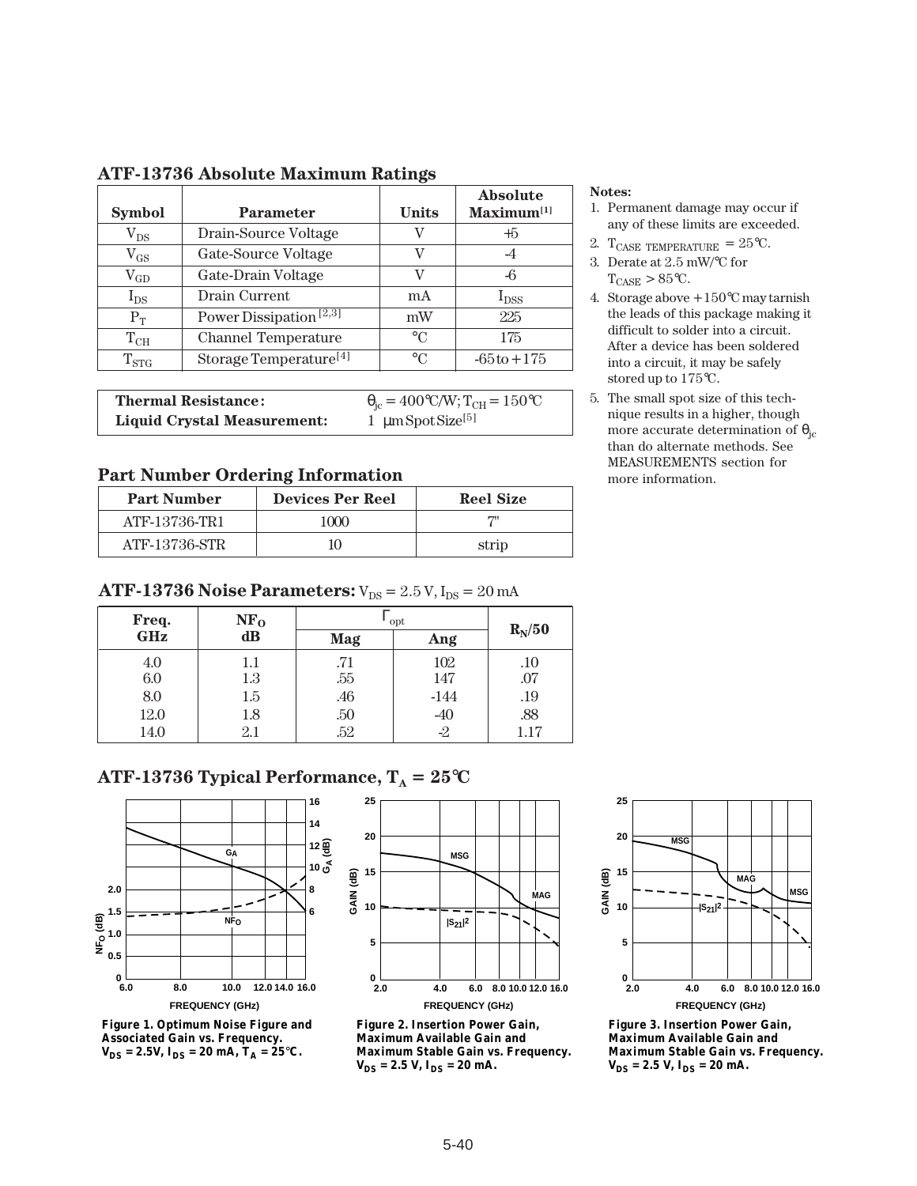## ATF-13736 Absolute Maximum Ratings

| Symbol | Parameter | Units | Absolute Maximum[1] |
|---|---|---|---|
| $V_{DS}$ | Drain-Source Voltage | V | +5 |
| $V_{GS}$ | Gate-Source Voltage | V | -4 |
| $V_{GD}$ | Gate-Drain Voltage | V | -6 |
| $I_{DS}$ | Drain Current | mA | $I_{DSS}$ |
| $P_T$ | Power Dissipation [2,3] | mW | 225 |
| $T_{CH}$ | Channel Temperature | °C | 175 |
| $T_{STG}$ | Storage Temperature[4] | °C | -65 to +175 |

| | |
|---|---|
| **Thermal Resistance:** | $\theta_{jc}$ = 400°C/W; $T_{CH}$ = 150°C |
| **Liquid Crystal Measurement:** | 1 µm Spot Size[5] |

**Notes:**
1. Permanent damage may occur if any of these limits are exceeded.
2. $T_{CASE\ TEMPERATURE}$ = 25°C.
3. Derate at 2.5 mW/°C for $T_{CASE}$ > 85°C.
4. Storage above +150°C may tarnish the leads of this package making it difficult to solder into a circuit. After a device has been soldered into a circuit, it may be safely stored up to 175°C.
5. The small spot size of this technique results in a higher, though more accurate determination of $\theta_{jc}$ than do alternate methods. See MEASUREMENTS section for more information.

## Part Number Ordering Information

| Part Number | Devices Per Reel | Reel Size |
|---|---|---|
| ATF-13736-TR1 | 1000 | 7" |
| ATF-13736-STR | 10 | strip |

## ATF-13736 Noise Parameters: $V_{DS}$ = 2.5 V, $I_{DS}$ = 20 mA

| Freq. GHz | $NF_O$ dB | $\Gamma_{opt}$ | | $R_N/50$ |
|---|---|---|---|---|
| | | Mag | Ang | |
| 4.0 | 1.1 | .71 | 102 | .10 |
| 6.0 | 1.3 | .55 | 147 | .07 |
| 8.0 | 1.5 | .46 | -144 | .19 |
| 12.0 | 1.8 | .50 | -40 | .88 |
| 14.0 | 2.1 | .52 | -2 | 1.17 |

## ATF-13736 Typical Performance, $T_A$ = 25°C

**Figure 1. Optimum Noise Figure and Associated Gain vs. Frequency. $V_{DS}$ = 2.5V, $I_{DS}$ = 20 mA, $T_A$ = 25°C.**

**Figure 2. Insertion Power Gain, Maximum Available Gain and Maximum Stable Gain vs. Frequency. $V_{DS}$ = 2.5 V, $I_{DS}$ = 20 mA.**

**Figure 3. Insertion Power Gain, Maximum Available Gain and Maximum Stable Gain vs. Frequency. $V_{DS}$ = 2.5 V, $I_{DS}$ = 20 mA.**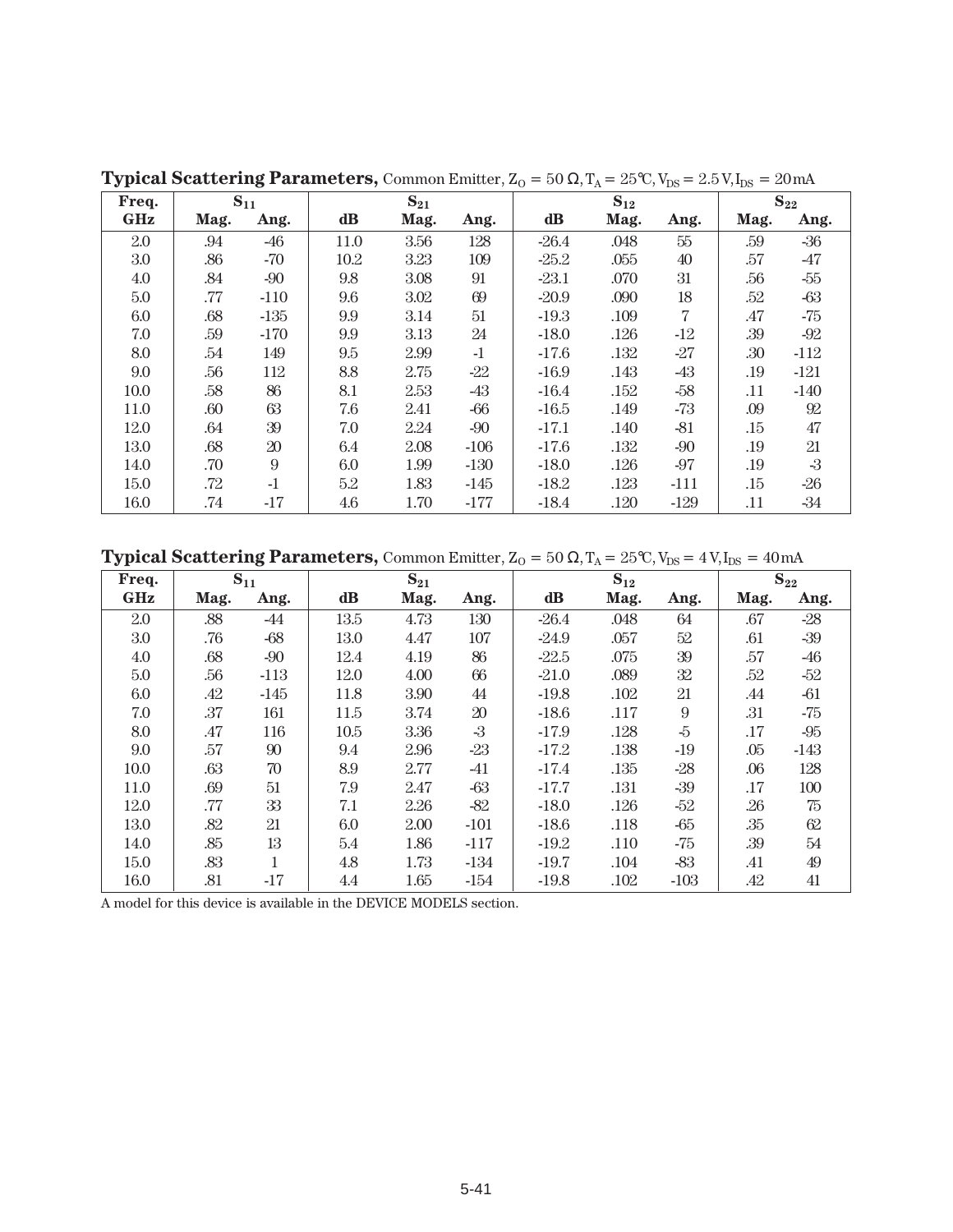**Typical Scattering Parameters,** Common Emitter, $Z_O = 50\ \Omega$, $T_A = 25°C$, $V_{DS} = 2.5\ V$, $I_{DS} = 20\ mA$

| Freq. | $S_{11}$ | | $S_{21}$ | | | $S_{12}$ | | | $S_{22}$ | |
|---|---|---|---|---|---|---|---|---|---|---|
| GHz | Mag. | Ang. | dB | Mag. | Ang. | dB | Mag. | Ang. | Mag. | Ang. |
| 2.0 | .94 | -46 | 11.0 | 3.56 | 128 | -26.4 | .048 | 55 | .59 | -36 |
| 3.0 | .86 | -70 | 10.2 | 3.23 | 109 | -25.2 | .055 | 40 | .57 | -47 |
| 4.0 | .84 | -90 | 9.8 | 3.08 | 91 | -23.1 | .070 | 31 | .56 | -55 |
| 5.0 | .77 | -110 | 9.6 | 3.02 | 69 | -20.9 | .090 | 18 | .52 | -63 |
| 6.0 | .68 | -135 | 9.9 | 3.14 | 51 | -19.3 | .109 | 7 | .47 | -75 |
| 7.0 | .59 | -170 | 9.9 | 3.13 | 24 | -18.0 | .126 | -12 | .39 | -92 |
| 8.0 | .54 | 149 | 9.5 | 2.99 | -1 | -17.6 | .132 | -27 | .30 | -112 |
| 9.0 | .56 | 112 | 8.8 | 2.75 | -22 | -16.9 | .143 | -43 | .19 | -121 |
| 10.0 | .58 | 86 | 8.1 | 2.53 | -43 | -16.4 | .152 | -58 | .11 | -140 |
| 11.0 | .60 | 63 | 7.6 | 2.41 | -66 | -16.5 | .149 | -73 | .09 | 92 |
| 12.0 | .64 | 39 | 7.0 | 2.24 | -90 | -17.1 | .140 | -81 | .15 | 47 |
| 13.0 | .68 | 20 | 6.4 | 2.08 | -106 | -17.6 | .132 | -90 | .19 | 21 |
| 14.0 | .70 | 9 | 6.0 | 1.99 | -130 | -18.0 | .126 | -97 | .19 | -3 |
| 15.0 | .72 | -1 | 5.2 | 1.83 | -145 | -18.2 | .123 | -111 | .15 | -26 |
| 16.0 | .74 | -17 | 4.6 | 1.70 | -177 | -18.4 | .120 | -129 | .11 | -34 |

**Typical Scattering Parameters,** Common Emitter, $Z_O = 50\ \Omega$, $T_A = 25°C$, $V_{DS} = 4\ V$, $I_{DS} = 40\ mA$

| Freq. | $S_{11}$ | | $S_{21}$ | | | $S_{12}$ | | | $S_{22}$ | |
|---|---|---|---|---|---|---|---|---|---|---|
| GHz | Mag. | Ang. | dB | Mag. | Ang. | dB | Mag. | Ang. | Mag. | Ang. |
| 2.0 | .88 | -44 | 13.5 | 4.73 | 130 | -26.4 | .048 | 64 | .67 | -28 |
| 3.0 | .76 | -68 | 13.0 | 4.47 | 107 | -24.9 | .057 | 52 | .61 | -39 |
| 4.0 | .68 | -90 | 12.4 | 4.19 | 86 | -22.5 | .075 | 39 | .57 | -46 |
| 5.0 | .56 | -113 | 12.0 | 4.00 | 66 | -21.0 | .089 | 32 | .52 | -52 |
| 6.0 | .42 | -145 | 11.8 | 3.90 | 44 | -19.8 | .102 | 21 | .44 | -61 |
| 7.0 | .37 | 161 | 11.5 | 3.74 | 20 | -18.6 | .117 | 9 | .31 | -75 |
| 8.0 | .47 | 116 | 10.5 | 3.36 | -3 | -17.9 | .128 | -5 | .17 | -95 |
| 9.0 | .57 | 90 | 9.4 | 2.96 | -23 | -17.2 | .138 | -19 | .05 | -143 |
| 10.0 | .63 | 70 | 8.9 | 2.77 | -41 | -17.4 | .135 | -28 | .06 | 128 |
| 11.0 | .69 | 51 | 7.9 | 2.47 | -63 | -17.7 | .131 | -39 | .17 | 100 |
| 12.0 | .77 | 33 | 7.1 | 2.26 | -82 | -18.0 | .126 | -52 | .26 | 75 |
| 13.0 | .82 | 21 | 6.0 | 2.00 | -101 | -18.6 | .118 | -65 | .35 | 62 |
| 14.0 | .85 | 13 | 5.4 | 1.86 | -117 | -19.2 | .110 | -75 | .39 | 54 |
| 15.0 | .83 | 1 | 4.8 | 1.73 | -134 | -19.7 | .104 | -83 | .41 | 49 |
| 16.0 | .81 | -17 | 4.4 | 1.65 | -154 | -19.8 | .102 | -103 | .42 | 41 |

A model for this device is available in the DEVICE MODELS section.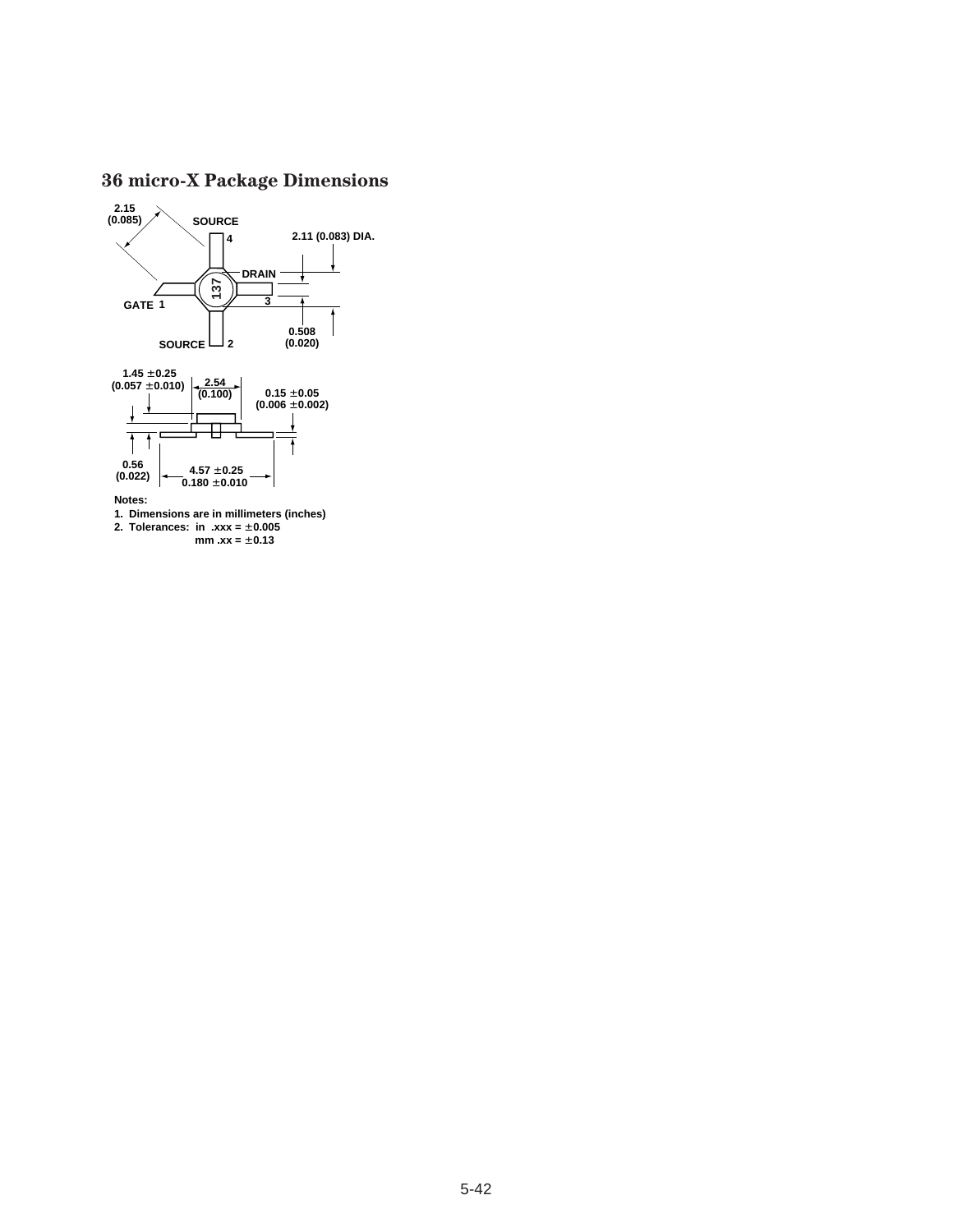## 36 micro-X Package Dimensions

2.15
(0.085)
SOURCE
4
2.11 (0.083) DIA.
DRAIN
137
GATE 1
3
0.508
(0.020)
SOURCE
2

1.45 ±0.25
(0.057 ±0.010)
2.54
(0.100)
0.15 ±0.05
(0.006 ±0.002)
0.56
(0.022)
4.57 ±0.25
0.180 ±0.010

**Notes:**

1. Dimensions are in millimeters (inches)
2. Tolerances: in .xxx = ±0.005
   mm .xx = ±0.13